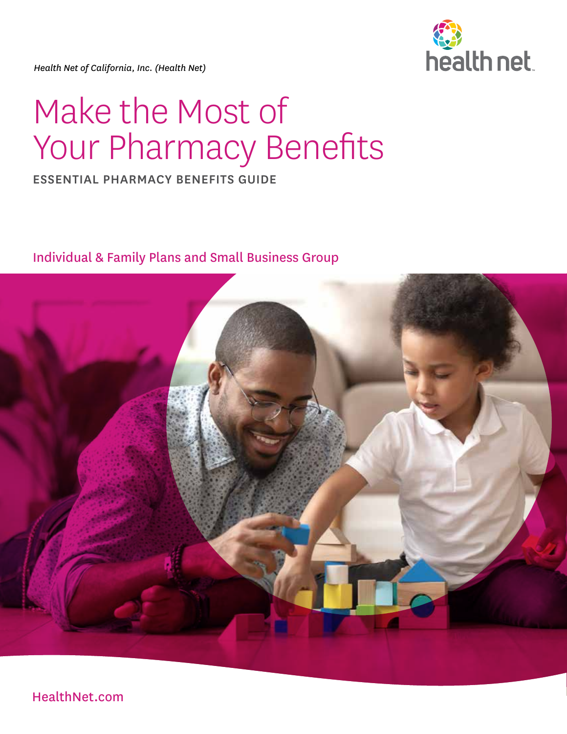*Health Net of California, Inc. (Health Net)*

health net

# Make the Most of Your Pharmacy Benefits

## ESSENTIAL PHARMACY BENEFITS GUIDE

Individual & Family Plans and Small Business Group

HealthNet.com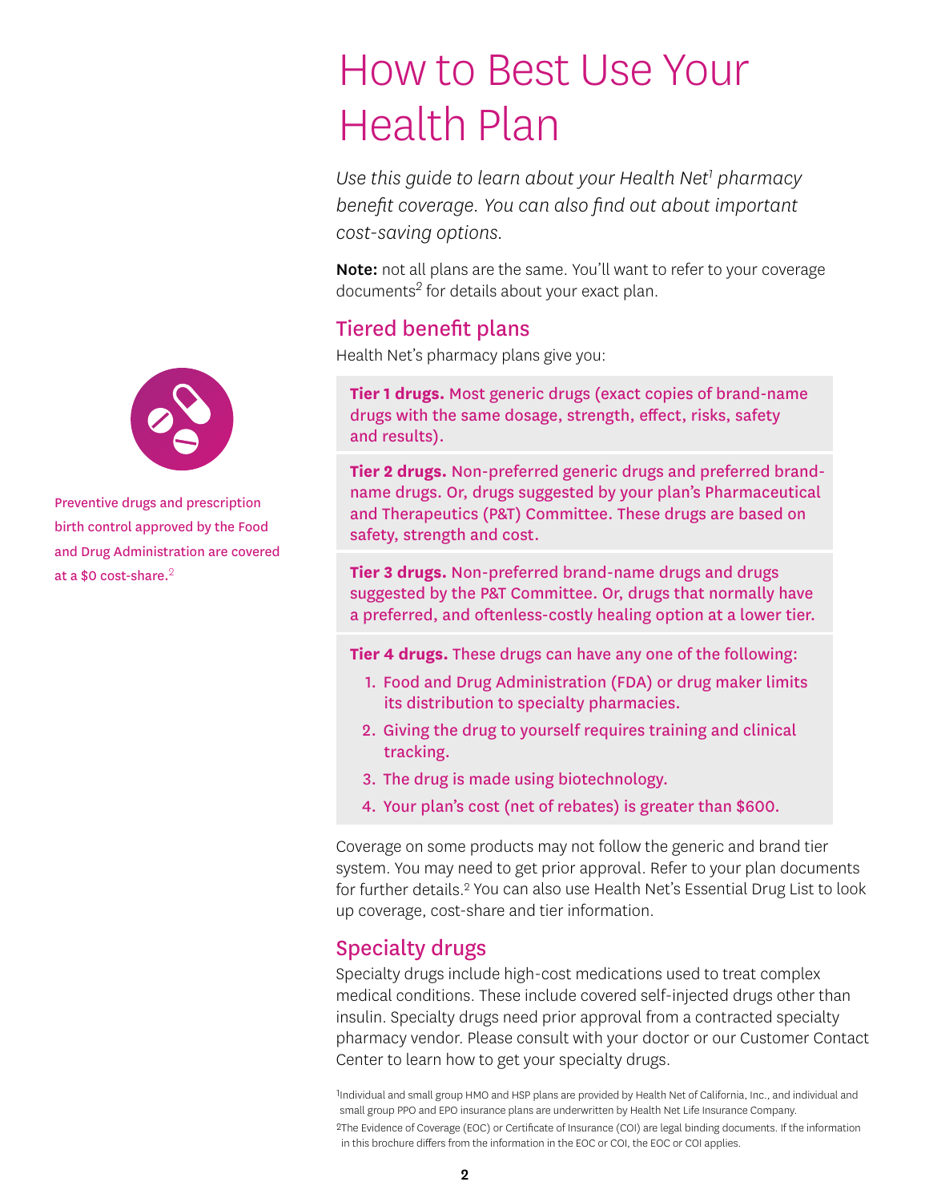# How to Best Use Your Health Plan

*Use this guide to learn about your Health Net[1] pharmacy benefit coverage. You can also find out about important cost-saving options.*

**Note:** not all plans are the same. You'll want to refer to your coverage documents[2] for details about your exact plan.

Preventive drugs and prescription birth control approved by the Food and Drug Administration are covered at a $0 cost-share.[2]

## Tiered benefit plans

Health Net's pharmacy plans give you:

**Tier 1 drugs.** Most generic drugs (exact copies of brand-name drugs with the same dosage, strength, effect, risks, safety and results).

**Tier 2 drugs.** Non-preferred generic drugs and preferred brand-name drugs. Or, drugs suggested by your plan's Pharmaceutical and Therapeutics (P&T) Committee. These drugs are based on safety, strength and cost.

**Tier 3 drugs.** Non-preferred brand-name drugs and drugs suggested by the P&T Committee. Or, drugs that normally have a preferred, and oftenless-costly healing option at a lower tier.

**Tier 4 drugs.** These drugs can have any one of the following:

1. Food and Drug Administration (FDA) or drug maker limits its distribution to specialty pharmacies.
2. Giving the drug to yourself requires training and clinical tracking.
3. The drug is made using biotechnology.
4. Your plan's cost (net of rebates) is greater than $600.

Coverage on some products may not follow the generic and brand tier system. You may need to get prior approval. Refer to your plan documents for further details.[2] You can also use Health Net's Essential Drug List to look up coverage, cost-share and tier information.

## Specialty drugs

Specialty drugs include high-cost medications used to treat complex medical conditions. These include covered self-injected drugs other than insulin. Specialty drugs need prior approval from a contracted specialty pharmacy vendor. Please consult with your doctor or our Customer Contact Center to learn how to get your specialty drugs.

[1]Individual and small group HMO and HSP plans are provided by Health Net of California, Inc., and individual and small group PPO and EPO insurance plans are underwritten by Health Net Life Insurance Company.

[2]The Evidence of Coverage (EOC) or Certificate of Insurance (COI) are legal binding documents. If the information in this brochure differs from the information in the EOC or COI, the EOC or COI applies.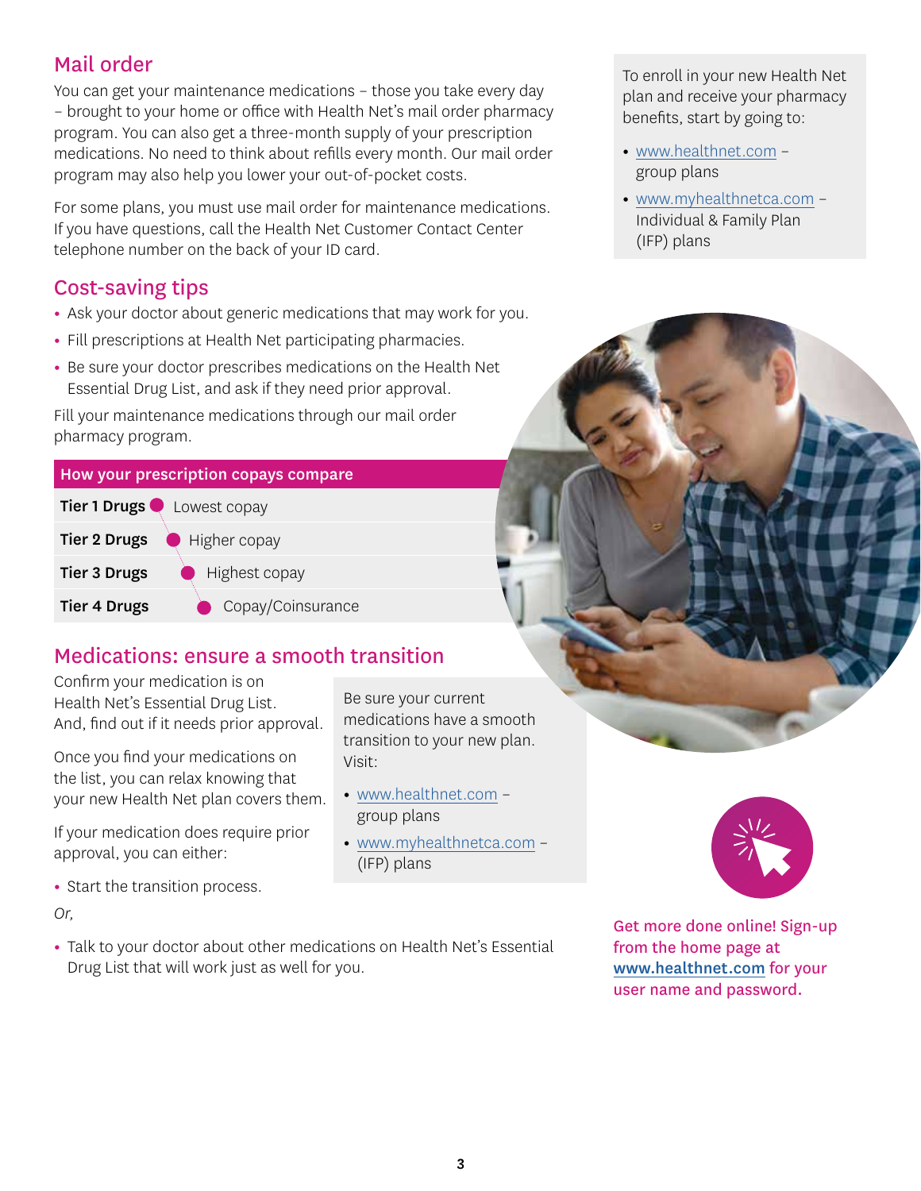## Mail order

You can get your maintenance medications – those you take every day – brought to your home or office with Health Net's mail order pharmacy program. You can also get a three-month supply of your prescription medications. No need to think about refills every month. Our mail order program may also help you lower your out-of-pocket costs.

For some plans, you must use mail order for maintenance medications. If you have questions, call the Health Net Customer Contact Center telephone number on the back of your ID card.

To enroll in your new Health Net plan and receive your pharmacy benefits, start by going to:

- www.healthnet.com – group plans
- www.myhealthnetca.com – Individual & Family Plan (IFP) plans

## Cost-saving tips

- Ask your doctor about generic medications that may work for you.
- Fill prescriptions at Health Net participating pharmacies.
- Be sure your doctor prescribes medications on the Health Net Essential Drug List, and ask if they need prior approval.

Fill your maintenance medications through our mail order pharmacy program.

| How your prescription copays compare | |
|---|---|
| **Tier 1 Drugs** | Lowest copay |
| **Tier 2 Drugs** | Higher copay |
| **Tier 3 Drugs** | Highest copay |
| **Tier 4 Drugs** | Copay/Coinsurance |

## Medications: ensure a smooth transition

Confirm your medication is on Health Net's Essential Drug List. And, find out if it needs prior approval.

Once you find your medications on the list, you can relax knowing that your new Health Net plan covers them.

If your medication does require prior approval, you can either:

- Start the transition process.

*Or,*

- Talk to your doctor about other medications on Health Net's Essential Drug List that will work just as well for you.

Be sure your current medications have a smooth transition to your new plan. Visit:

- www.healthnet.com – group plans
- www.myhealthnetca.com – (IFP) plans

Get more done online! Sign-up from the home page at **www.healthnet.com** for your user name and password.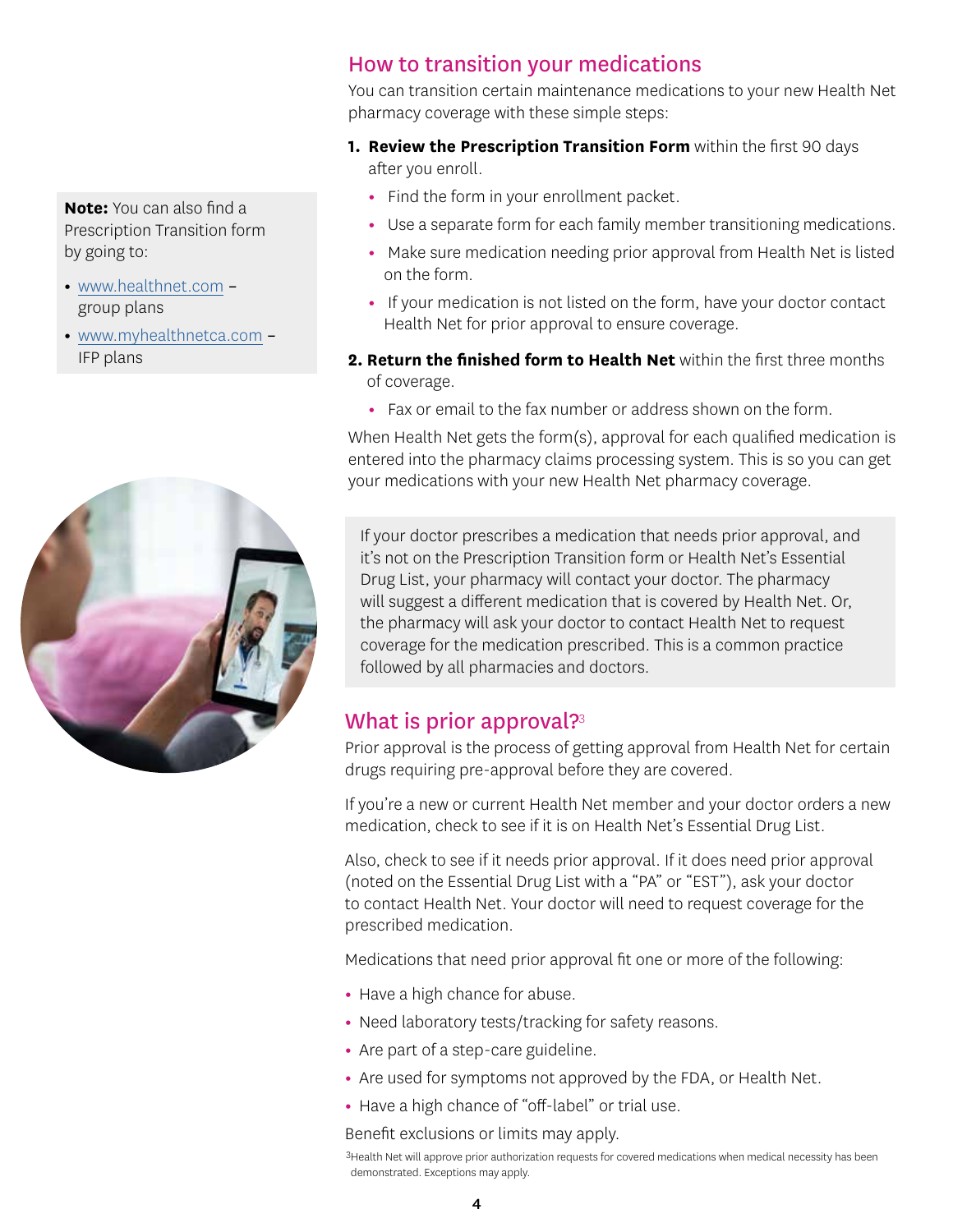## How to transition your medications

You can transition certain maintenance medications to your new Health Net pharmacy coverage with these simple steps:

1. **Review the Prescription Transition Form** within the first 90 days after you enroll.
   - Find the form in your enrollment packet.
   - Use a separate form for each family member transitioning medications.
   - Make sure medication needing prior approval from Health Net is listed on the form.
   - If your medication is not listed on the form, have your doctor contact Health Net for prior approval to ensure coverage.
2. **Return the finished form to Health Net** within the first three months of coverage.
   - Fax or email to the fax number or address shown on the form.

When Health Net gets the form(s), approval for each qualified medication is entered into the pharmacy claims processing system. This is so you can get your medications with your new Health Net pharmacy coverage.

**Note:** You can also find a Prescription Transition form by going to:

- www.healthnet.com – group plans
- www.myhealthnetca.com – IFP plans

If your doctor prescribes a medication that needs prior approval, and it's not on the Prescription Transition form or Health Net's Essential Drug List, your pharmacy will contact your doctor. The pharmacy will suggest a different medication that is covered by Health Net. Or, the pharmacy will ask your doctor to contact Health Net to request coverage for the medication prescribed. This is a common practice followed by all pharmacies and doctors.

## What is prior approval?[3]

Prior approval is the process of getting approval from Health Net for certain drugs requiring pre-approval before they are covered.

If you're a new or current Health Net member and your doctor orders a new medication, check to see if it is on Health Net's Essential Drug List.

Also, check to see if it needs prior approval. If it does need prior approval (noted on the Essential Drug List with a "PA" or "EST"), ask your doctor to contact Health Net. Your doctor will need to request coverage for the prescribed medication.

Medications that need prior approval fit one or more of the following:

- Have a high chance for abuse.
- Need laboratory tests/tracking for safety reasons.
- Are part of a step-care guideline.
- Are used for symptoms not approved by the FDA, or Health Net.
- Have a high chance of "off-label" or trial use.

Benefit exclusions or limits may apply.

[3]Health Net will approve prior authorization requests for covered medications when medical necessity has been demonstrated. Exceptions may apply.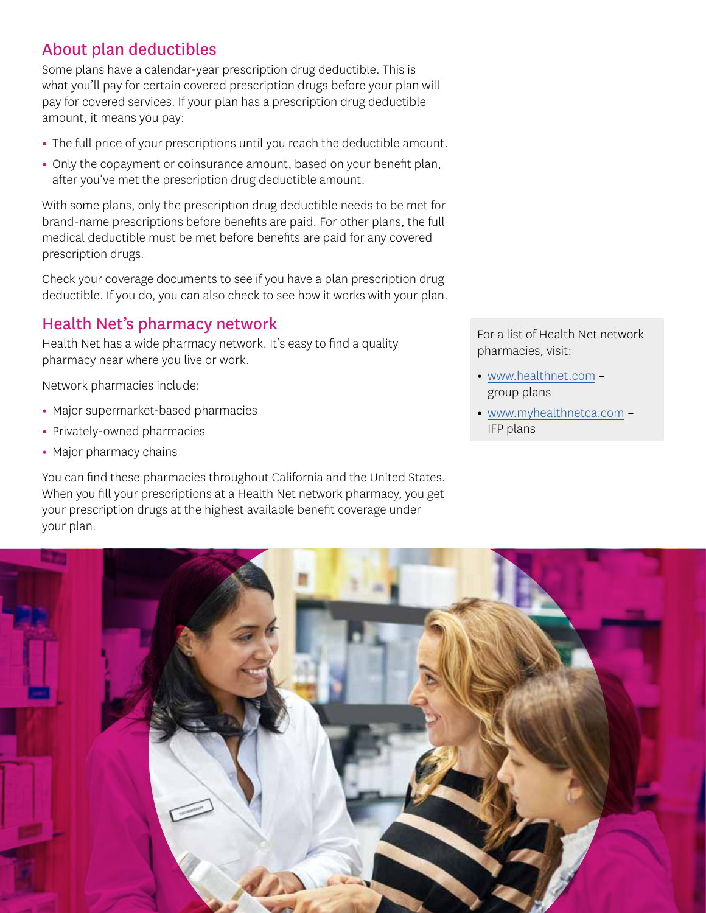## About plan deductibles

Some plans have a calendar-year prescription drug deductible. This is what you'll pay for certain covered prescription drugs before your plan will pay for covered services. If your plan has a prescription drug deductible amount, it means you pay:

- The full price of your prescriptions until you reach the deductible amount.
- Only the copayment or coinsurance amount, based on your benefit plan, after you've met the prescription drug deductible amount.

With some plans, only the prescription drug deductible needs to be met for brand-name prescriptions before benefits are paid. For other plans, the full medical deductible must be met before benefits are paid for any covered prescription drugs.

Check your coverage documents to see if you have a plan prescription drug deductible. If you do, you can also check to see how it works with your plan.

## Health Net's pharmacy network

Health Net has a wide pharmacy network. It's easy to find a quality pharmacy near where you live or work.

Network pharmacies include:

- Major supermarket-based pharmacies
- Privately-owned pharmacies
- Major pharmacy chains

You can find these pharmacies throughout California and the United States. When you fill your prescriptions at a Health Net network pharmacy, you get your prescription drugs at the highest available benefit coverage under your plan.

For a list of Health Net network pharmacies, visit:

- www.healthnet.com – group plans
- www.myhealthnetca.com – IFP plans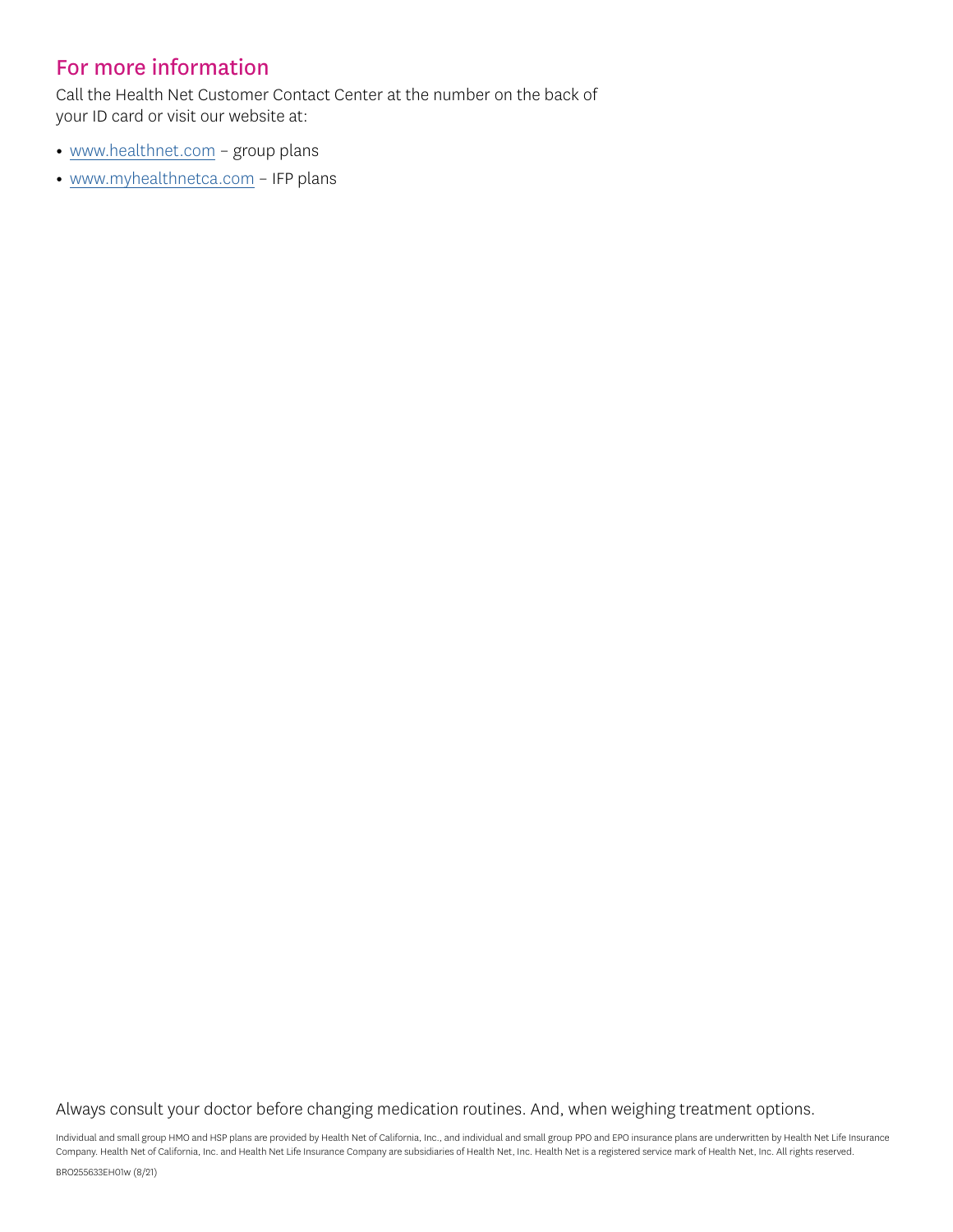## For more information

Call the Health Net Customer Contact Center at the number on the back of your ID card or visit our website at:

- www.healthnet.com – group plans
- www.myhealthnetca.com – IFP plans

Always consult your doctor before changing medication routines. And, when weighing treatment options.

Individual and small group HMO and HSP plans are provided by Health Net of California, Inc., and individual and small group PPO and EPO insurance plans are underwritten by Health Net Life Insurance Company. Health Net of California, Inc. and Health Net Life Insurance Company are subsidiaries of Health Net, Inc. Health Net is a registered service mark of Health Net, Inc. All rights reserved.

BRO255633EH01w (8/21)